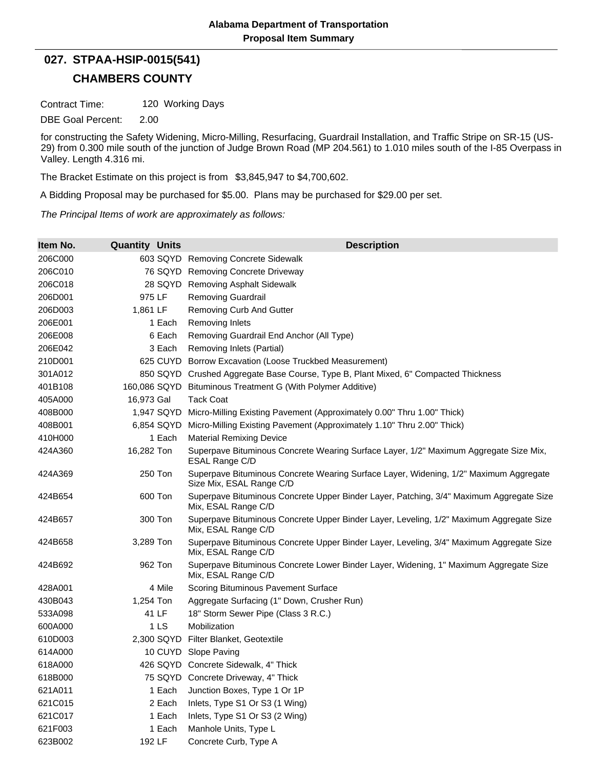**Alabama Department of Transportation**

**Proposal Item Summary**

## 027. STPAA-HSIP-0015(541)

## CHAMBERS COUNTY

Contract Time: 120 Working Days

DBE Goal Percent: 2.00

for constructing the Safety Widening, Micro-Milling, Resurfacing, Guardrail Installation, and Traffic Stripe on SR-15 (US-29) from 0.300 mile south of the junction of Judge Brown Road (MP 204.561) to 1.010 miles south of the I-85 Overpass in Valley. Length 4.316 mi.

The Bracket Estimate on this project is from $3,845,947 to $4,700,602.

A Bidding Proposal may be purchased for $5.00. Plans may be purchased for $29.00 per set.

*The Principal Items of work are approximately as follows:*

| Item No. | Quantity | Units | Description |
|---|---|---|---|
| 206C000 | 603 | SQYD | Removing Concrete Sidewalk |
| 206C010 | 76 | SQYD | Removing Concrete Driveway |
| 206C018 | 28 | SQYD | Removing Asphalt Sidewalk |
| 206D001 | 975 | LF | Removing Guardrail |
| 206D003 | 1,861 | LF | Removing Curb And Gutter |
| 206E001 | 1 | Each | Removing Inlets |
| 206E008 | 6 | Each | Removing Guardrail End Anchor (All Type) |
| 206E042 | 3 | Each | Removing Inlets (Partial) |
| 210D001 | 625 | CUYD | Borrow Excavation (Loose Truckbed Measurement) |
| 301A012 | 850 | SQYD | Crushed Aggregate Base Course, Type B, Plant Mixed, 6" Compacted Thickness |
| 401B108 | 160,086 | SQYD | Bituminous Treatment G (With Polymer Additive) |
| 405A000 | 16,973 | Gal | Tack Coat |
| 408B000 | 1,947 | SQYD | Micro-Milling Existing Pavement (Approximately 0.00" Thru 1.00" Thick) |
| 408B001 | 6,854 | SQYD | Micro-Milling Existing Pavement (Approximately 1.10" Thru 2.00" Thick) |
| 410H000 | 1 | Each | Material Remixing Device |
| 424A360 | 16,282 | Ton | Superpave Bituminous Concrete Wearing Surface Layer, 1/2" Maximum Aggregate Size Mix, ESAL Range C/D |
| 424A369 | 250 | Ton | Superpave Bituminous Concrete Wearing Surface Layer, Widening, 1/2" Maximum Aggregate Size Mix, ESAL Range C/D |
| 424B654 | 600 | Ton | Superpave Bituminous Concrete Upper Binder Layer, Patching, 3/4" Maximum Aggregate Size Mix, ESAL Range C/D |
| 424B657 | 300 | Ton | Superpave Bituminous Concrete Upper Binder Layer, Leveling, 1/2" Maximum Aggregate Size Mix, ESAL Range C/D |
| 424B658 | 3,289 | Ton | Superpave Bituminous Concrete Upper Binder Layer, Leveling, 3/4" Maximum Aggregate Size Mix, ESAL Range C/D |
| 424B692 | 962 | Ton | Superpave Bituminous Concrete Lower Binder Layer, Widening, 1" Maximum Aggregate Size Mix, ESAL Range C/D |
| 428A001 | 4 | Mile | Scoring Bituminous Pavement Surface |
| 430B043 | 1,254 | Ton | Aggregate Surfacing (1" Down, Crusher Run) |
| 533A098 | 41 | LF | 18" Storm Sewer Pipe (Class 3 R.C.) |
| 600A000 | 1 | LS | Mobilization |
| 610D003 | 2,300 | SQYD | Filter Blanket, Geotextile |
| 614A000 | 10 | CUYD | Slope Paving |
| 618A000 | 426 | SQYD | Concrete Sidewalk, 4" Thick |
| 618B000 | 75 | SQYD | Concrete Driveway, 4" Thick |
| 621A011 | 1 | Each | Junction Boxes, Type 1 Or 1P |
| 621C015 | 2 | Each | Inlets, Type S1 Or S3 (1 Wing) |
| 621C017 | 1 | Each | Inlets, Type S1 Or S3 (2 Wing) |
| 621F003 | 1 | Each | Manhole Units, Type L |
| 623B002 | 192 | LF | Concrete Curb, Type A |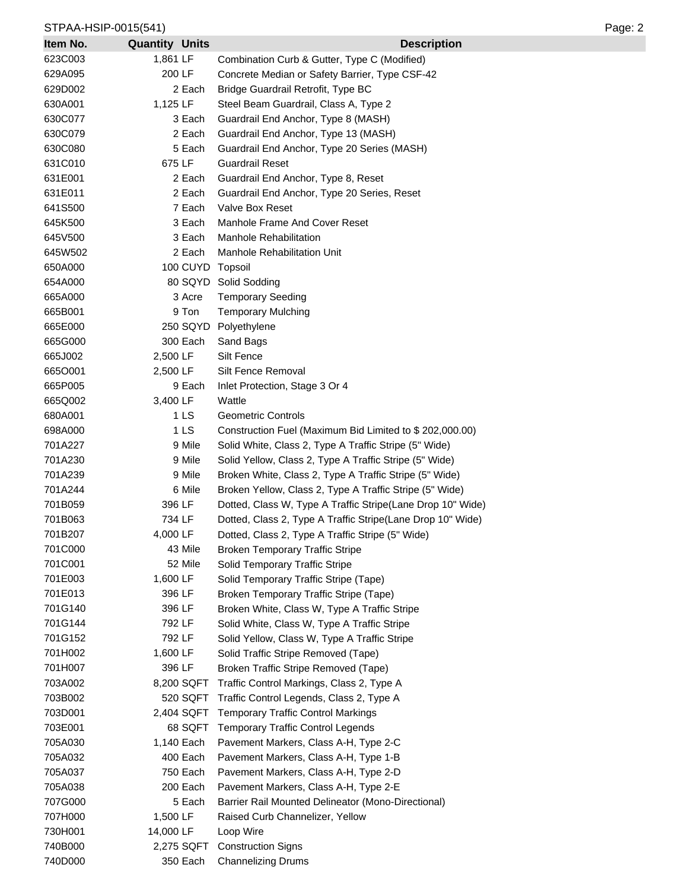| Item No. | Quantity | Units | Description |
| --- | --- | --- | --- |
| 623C003 | 1,861 | LF | Combination Curb & Gutter, Type C (Modified) |
| 629A095 | 200 | LF | Concrete Median or Safety Barrier, Type CSF-42 |
| 629D002 | 2 | Each | Bridge Guardrail Retrofit, Type BC |
| 630A001 | 1,125 | LF | Steel Beam Guardrail, Class A, Type 2 |
| 630C077 | 3 | Each | Guardrail End Anchor, Type 8 (MASH) |
| 630C079 | 2 | Each | Guardrail End Anchor, Type 13 (MASH) |
| 630C080 | 5 | Each | Guardrail End Anchor, Type 20 Series (MASH) |
| 631C010 | 675 | LF | Guardrail Reset |
| 631E001 | 2 | Each | Guardrail End Anchor, Type 8, Reset |
| 631E011 | 2 | Each | Guardrail End Anchor, Type 20 Series, Reset |
| 641S500 | 7 | Each | Valve Box Reset |
| 645K500 | 3 | Each | Manhole Frame And Cover Reset |
| 645V500 | 3 | Each | Manhole Rehabilitation |
| 645W502 | 2 | Each | Manhole Rehabilitation Unit |
| 650A000 | 100 | CUYD | Topsoil |
| 654A000 | 80 | SQYD | Solid Sodding |
| 665A000 | 3 | Acre | Temporary Seeding |
| 665B001 | 9 | Ton | Temporary Mulching |
| 665E000 | 250 | SQYD | Polyethylene |
| 665G000 | 300 | Each | Sand Bags |
| 665J002 | 2,500 | LF | Silt Fence |
| 665O001 | 2,500 | LF | Silt Fence Removal |
| 665P005 | 9 | Each | Inlet Protection, Stage 3 Or 4 |
| 665Q002 | 3,400 | LF | Wattle |
| 680A001 | 1 | LS | Geometric Controls |
| 698A000 | 1 | LS | Construction Fuel (Maximum Bid Limited to $ 202,000.00) |
| 701A227 | 9 | Mile | Solid White, Class 2, Type A Traffic Stripe (5" Wide) |
| 701A230 | 9 | Mile | Solid Yellow, Class 2, Type A Traffic Stripe (5" Wide) |
| 701A239 | 9 | Mile | Broken White, Class 2, Type A Traffic Stripe (5" Wide) |
| 701A244 | 6 | Mile | Broken Yellow, Class 2, Type A Traffic Stripe (5" Wide) |
| 701B059 | 396 | LF | Dotted, Class W, Type A Traffic Stripe(Lane Drop 10" Wide) |
| 701B063 | 734 | LF | Dotted, Class 2, Type A Traffic Stripe(Lane Drop 10" Wide) |
| 701B207 | 4,000 | LF | Dotted, Class 2, Type A Traffic Stripe (5" Wide) |
| 701C000 | 43 | Mile | Broken Temporary Traffic Stripe |
| 701C001 | 52 | Mile | Solid Temporary Traffic Stripe |
| 701E003 | 1,600 | LF | Solid Temporary Traffic Stripe (Tape) |
| 701E013 | 396 | LF | Broken Temporary Traffic Stripe (Tape) |
| 701G140 | 396 | LF | Broken White, Class W, Type A Traffic Stripe |
| 701G144 | 792 | LF | Solid White, Class W, Type A Traffic Stripe |
| 701G152 | 792 | LF | Solid Yellow, Class W, Type A Traffic Stripe |
| 701H002 | 1,600 | LF | Solid Traffic Stripe Removed (Tape) |
| 701H007 | 396 | LF | Broken Traffic Stripe Removed (Tape) |
| 703A002 | 8,200 | SQFT | Traffic Control Markings, Class 2, Type A |
| 703B002 | 520 | SQFT | Traffic Control Legends, Class 2, Type A |
| 703D001 | 2,404 | SQFT | Temporary Traffic Control Markings |
| 703E001 | 68 | SQFT | Temporary Traffic Control Legends |
| 705A030 | 1,140 | Each | Pavement Markers, Class A-H, Type 2-C |
| 705A032 | 400 | Each | Pavement Markers, Class A-H, Type 1-B |
| 705A037 | 750 | Each | Pavement Markers, Class A-H, Type 2-D |
| 705A038 | 200 | Each | Pavement Markers, Class A-H, Type 2-E |
| 707G000 | 5 | Each | Barrier Rail Mounted Delineator (Mono-Directional) |
| 707H000 | 1,500 | LF | Raised Curb Channelizer, Yellow |
| 730H001 | 14,000 | LF | Loop Wire |
| 740B000 | 2,275 | SQFT | Construction Signs |
| 740D000 | 350 | Each | Channelizing Drums |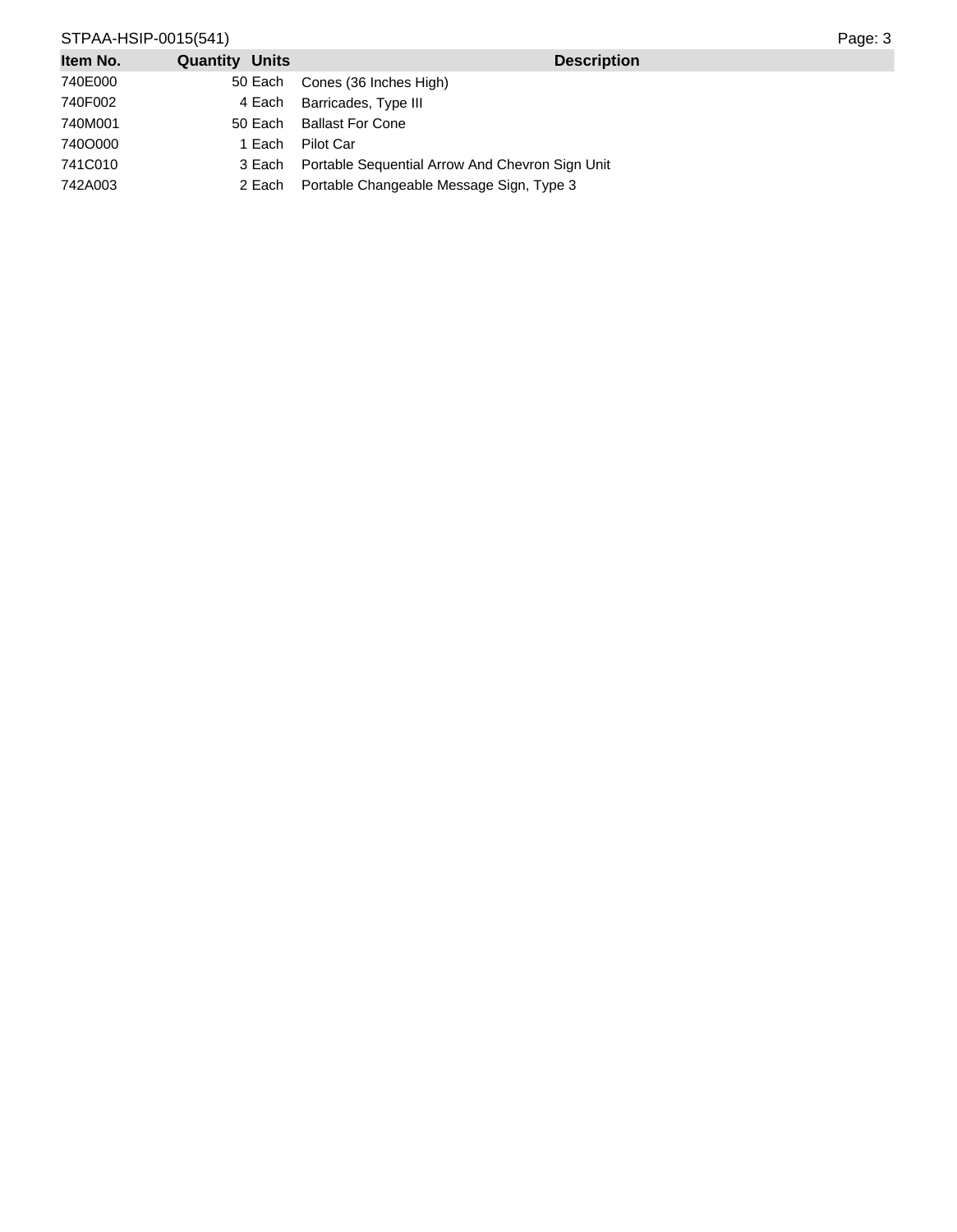| Item No. | Quantity | Units | Description |
|---|---|---|---|
| 740E000 | 50 | Each | Cones (36 Inches High) |
| 740F002 | 4 | Each | Barricades, Type III |
| 740M001 | 50 | Each | Ballast For Cone |
| 740O000 | 1 | Each | Pilot Car |
| 741C010 | 3 | Each | Portable Sequential Arrow And Chevron Sign Unit |
| 742A003 | 2 | Each | Portable Changeable Message Sign, Type 3 |